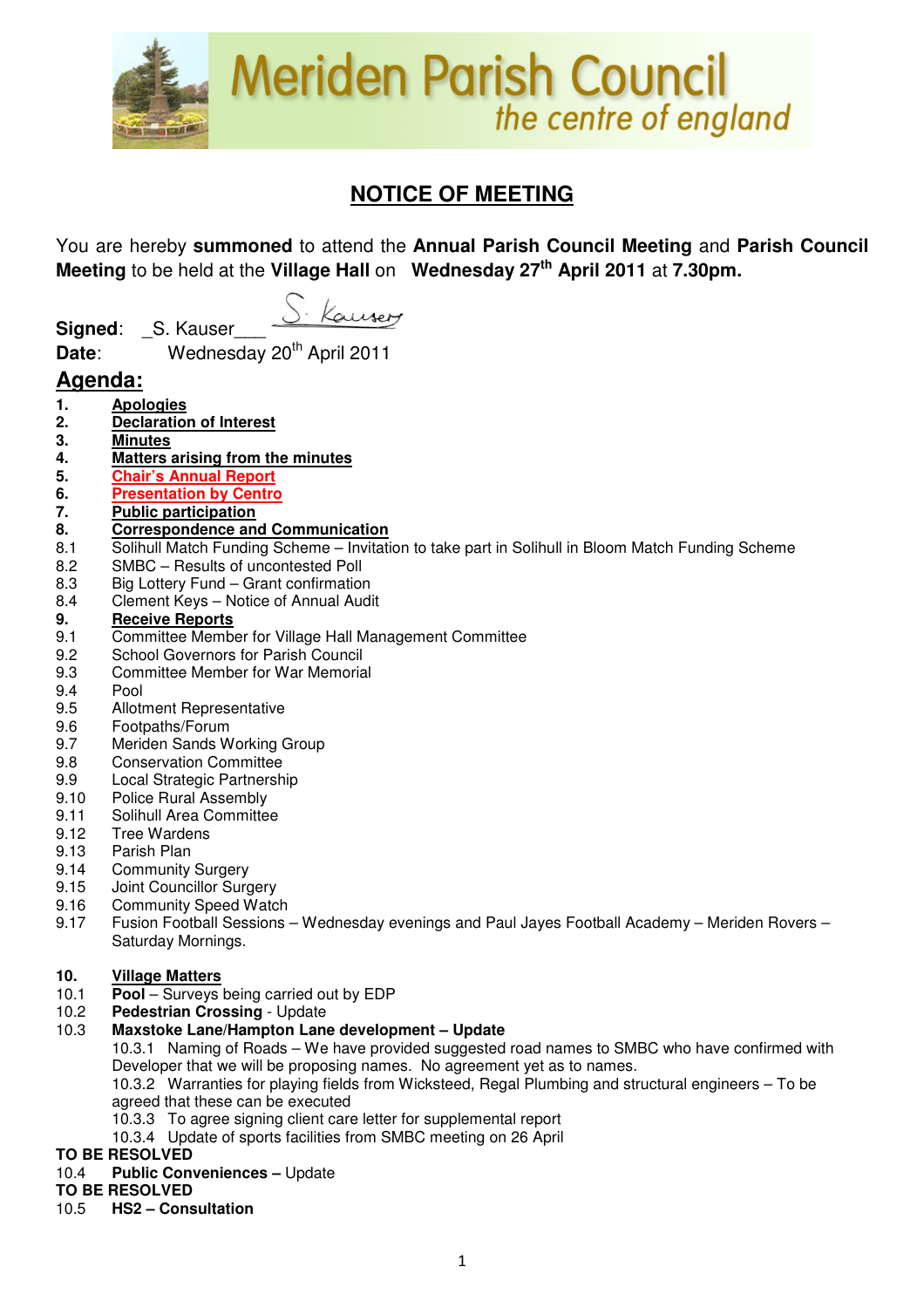# Meriden Parish Council

*the centre of england*

## NOTICE OF MEETING

You are hereby **summoned** to attend the **Annual Parish Council Meeting** and **Parish Council Meeting** to be held at the **Village Hall** on **Wednesday 27th April 2011** at **7.30pm.**

**Signed**: _S. Kauser___

**Date**: Wednesday 20th April 2011

## Agenda:

1. **Apologies**
2. **Declaration of Interest**
3. **Minutes**
4. **Matters arising from the minutes**
5. **Chair's Annual Report**
6. **Presentation by Centro**
7. **Public participation**
8. **Correspondence and Communication**

8.1 Solihull Match Funding Scheme – Invitation to take part in Solihull in Bloom Match Funding Scheme
8.2 SMBC – Results of uncontested Poll
8.3 Big Lottery Fund – Grant confirmation
8.4 Clement Keys – Notice of Annual Audit

9. **Receive Reports**

9.1 Committee Member for Village Hall Management Committee
9.2 School Governors for Parish Council
9.3 Committee Member for War Memorial
9.4 Pool
9.5 Allotment Representative
9.6 Footpaths/Forum
9.7 Meriden Sands Working Group
9.8 Conservation Committee
9.9 Local Strategic Partnership
9.10 Police Rural Assembly
9.11 Solihull Area Committee
9.12 Tree Wardens
9.13 Parish Plan
9.14 Community Surgery
9.15 Joint Councillor Surgery
9.16 Community Speed Watch
9.17 Fusion Football Sessions – Wednesday evenings and Paul Jayes Football Academy – Meriden Rovers – Saturday Mornings.

10. **Village Matters**

10.1 **Pool** – Surveys being carried out by EDP
10.2 **Pedestrian Crossing** - Update
10.3 **Maxstoke Lane/Hampton Lane development – Update**

10.3.1 Naming of Roads – We have provided suggested road names to SMBC who have confirmed with Developer that we will be proposing names. No agreement yet as to names.
10.3.2 Warranties for playing fields from Wicksteed, Regal Plumbing and structural engineers – To be agreed that these can be executed
10.3.3 To agree signing client care letter for supplemental report
10.3.4 Update of sports facilities from SMBC meeting on 26 April

**TO BE RESOLVED**

10.4 **Public Conveniences –** Update

**TO BE RESOLVED**

10.5 **HS2 – Consultation**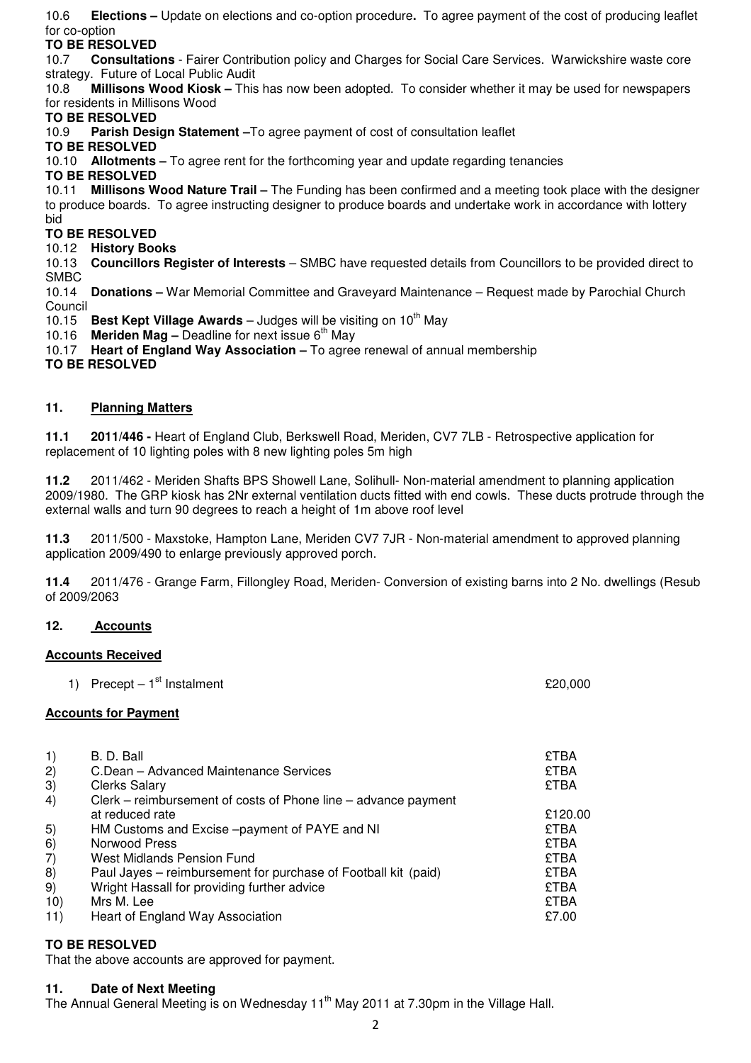10.6 **Elections –** Update on elections and co-option procedure**.** To agree payment of the cost of producing leaflet for co-option

**TO BE RESOLVED**

10.7 **Consultations** - Fairer Contribution policy and Charges for Social Care Services. Warwickshire waste core strategy. Future of Local Public Audit

10.8 **Millisons Wood Kiosk –** This has now been adopted. To consider whether it may be used for newspapers for residents in Millisons Wood

**TO BE RESOLVED**

10.9 **Parish Design Statement –**To agree payment of cost of consultation leaflet

**TO BE RESOLVED**

10.10 **Allotments –** To agree rent for the forthcoming year and update regarding tenancies

**TO BE RESOLVED**

10.11 **Millisons Wood Nature Trail –** The Funding has been confirmed and a meeting took place with the designer to produce boards. To agree instructing designer to produce boards and undertake work in accordance with lottery bid

**TO BE RESOLVED**

10.12 **History Books**

10.13 **Councillors Register of Interests** – SMBC have requested details from Councillors to be provided direct to SMBC

10.14 **Donations –** War Memorial Committee and Graveyard Maintenance – Request made by Parochial Church Council

10.15 **Best Kept Village Awards** – Judges will be visiting on 10th May

10.16 **Meriden Mag –** Deadline for next issue 6th May

10.17 **Heart of England Way Association –** To agree renewal of annual membership

**TO BE RESOLVED**

## 11. Planning Matters

**11.1 2011/446 -** Heart of England Club, Berkswell Road, Meriden, CV7 7LB - Retrospective application for replacement of 10 lighting poles with 8 new lighting poles 5m high

**11.2** 2011/462 - Meriden Shafts BPS Showell Lane, Solihull- Non-material amendment to planning application 2009/1980. The GRP kiosk has 2Nr external ventilation ducts fitted with end cowls. These ducts protrude through the external walls and turn 90 degrees to reach a height of 1m above roof level

**11.3** 2011/500 - Maxstoke, Hampton Lane, Meriden CV7 7JR - Non-material amendment to approved planning application 2009/490 to enlarge previously approved porch.

**11.4** 2011/476 - Grange Farm, Fillongley Road, Meriden- Conversion of existing barns into 2 No. dwellings (Resub of 2009/2063

## 12. Accounts

**Accounts Received**

| | | |
|---|---|---|
| 1) | Precept – 1st Instalment | £20,000 |

**Accounts for Payment**

| | | |
|---|---|---|
| 1) | B. D. Ball | £TBA |
| 2) | C.Dean – Advanced Maintenance Services | £TBA |
| 3) | Clerks Salary | £TBA |
| 4) | Clerk – reimbursement of costs of Phone line – advance payment at reduced rate | £120.00 |
| 5) | HM Customs and Excise –payment of PAYE and NI | £TBA |
| 6) | Norwood Press | £TBA |
| 7) | West Midlands Pension Fund | £TBA |
| 8) | Paul Jayes – reimbursement for purchase of Football kit (paid) | £TBA |
| 9) | Wright Hassall for providing further advice | £TBA |
| 10) | Mrs M. Lee | £TBA |
| 11) | Heart of England Way Association | £7.00 |

**TO BE RESOLVED**

That the above accounts are approved for payment.

## 11. Date of Next Meeting

The Annual General Meeting is on Wednesday 11th May 2011 at 7.30pm in the Village Hall.